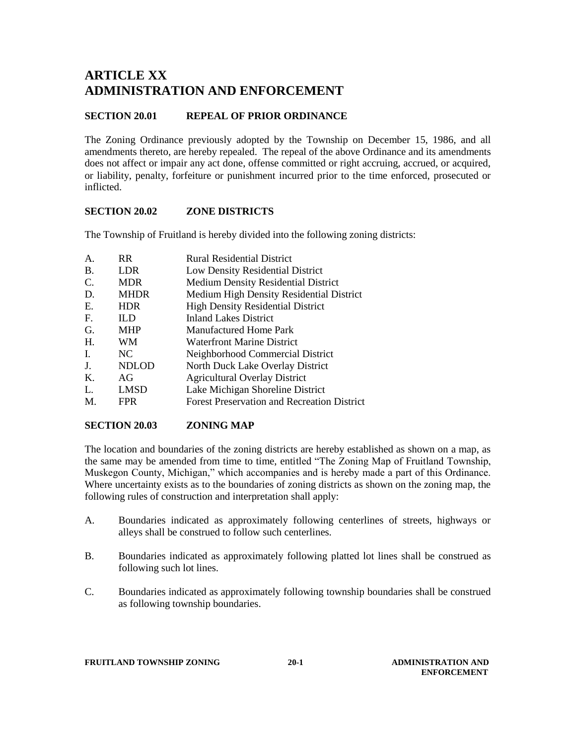# ARTICLE XX
# ADMINISTRATION AND ENFORCEMENT

## SECTION 20.01 REPEAL OF PRIOR ORDINANCE

The Zoning Ordinance previously adopted by the Township on December 15, 1986, and all amendments thereto, are hereby repealed. The repeal of the above Ordinance and its amendments does not affect or impair any act done, offense committed or right accruing, accrued, or acquired, or liability, penalty, forfeiture or punishment incurred prior to the time enforced, prosecuted or inflicted.

## SECTION 20.02 ZONE DISTRICTS

The Township of Fruitland is hereby divided into the following zoning districts:

| | | |
|---|---|---|
| A. | RR | Rural Residential District |
| B. | LDR | Low Density Residential District |
| C. | MDR | Medium Density Residential District |
| D. | MHDR | Medium High Density Residential District |
| E. | HDR | High Density Residential District |
| F. | ILD | Inland Lakes District |
| G. | MHP | Manufactured Home Park |
| H. | WM | Waterfront Marine District |
| I. | NC | Neighborhood Commercial District |
| J. | NDLOD | North Duck Lake Overlay District |
| K. | AG | Agricultural Overlay District |
| L. | LMSD | Lake Michigan Shoreline District |
| M. | FPR | Forest Preservation and Recreation District |

## SECTION 20.03 ZONING MAP

The location and boundaries of the zoning districts are hereby established as shown on a map, as the same may be amended from time to time, entitled "The Zoning Map of Fruitland Township, Muskegon County, Michigan," which accompanies and is hereby made a part of this Ordinance. Where uncertainty exists as to the boundaries of zoning districts as shown on the zoning map, the following rules of construction and interpretation shall apply:

A. Boundaries indicated as approximately following centerlines of streets, highways or alleys shall be construed to follow such centerlines.

B. Boundaries indicated as approximately following platted lot lines shall be construed as following such lot lines.

C. Boundaries indicated as approximately following township boundaries shall be construed as following township boundaries.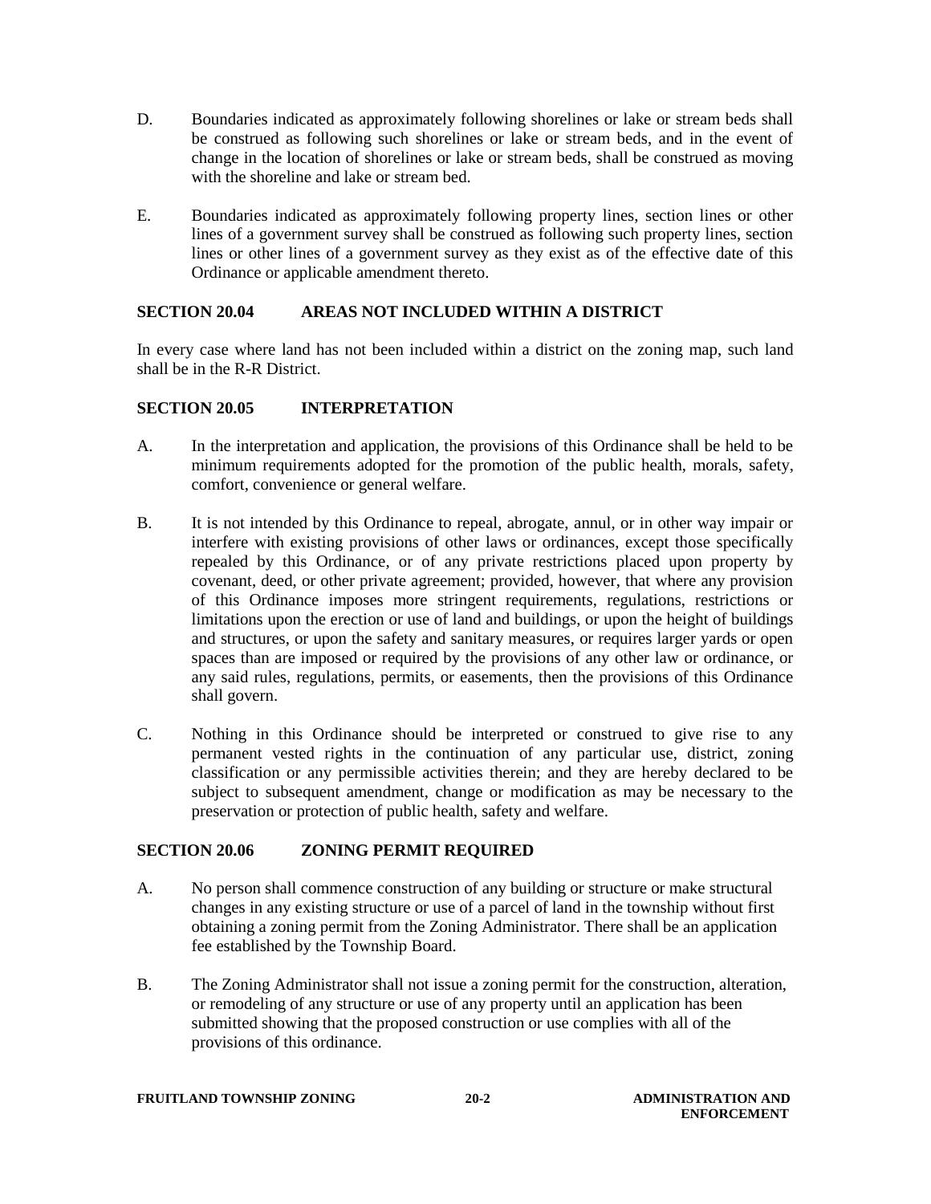D. Boundaries indicated as approximately following shorelines or lake or stream beds shall be construed as following such shorelines or lake or stream beds, and in the event of change in the location of shorelines or lake or stream beds, shall be construed as moving with the shoreline and lake or stream bed.

E. Boundaries indicated as approximately following property lines, section lines or other lines of a government survey shall be construed as following such property lines, section lines or other lines of a government survey as they exist as of the effective date of this Ordinance or applicable amendment thereto.

## SECTION 20.04 AREAS NOT INCLUDED WITHIN A DISTRICT

In every case where land has not been included within a district on the zoning map, such land shall be in the R-R District.

## SECTION 20.05 INTERPRETATION

A. In the interpretation and application, the provisions of this Ordinance shall be held to be minimum requirements adopted for the promotion of the public health, morals, safety, comfort, convenience or general welfare.

B. It is not intended by this Ordinance to repeal, abrogate, annul, or in other way impair or interfere with existing provisions of other laws or ordinances, except those specifically repealed by this Ordinance, or of any private restrictions placed upon property by covenant, deed, or other private agreement; provided, however, that where any provision of this Ordinance imposes more stringent requirements, regulations, restrictions or limitations upon the erection or use of land and buildings, or upon the height of buildings and structures, or upon the safety and sanitary measures, or requires larger yards or open spaces than are imposed or required by the provisions of any other law or ordinance, or any said rules, regulations, permits, or easements, then the provisions of this Ordinance shall govern.

C. Nothing in this Ordinance should be interpreted or construed to give rise to any permanent vested rights in the continuation of any particular use, district, zoning classification or any permissible activities therein; and they are hereby declared to be subject to subsequent amendment, change or modification as may be necessary to the preservation or protection of public health, safety and welfare.

## SECTION 20.06 ZONING PERMIT REQUIRED

A. No person shall commence construction of any building or structure or make structural changes in any existing structure or use of a parcel of land in the township without first obtaining a zoning permit from the Zoning Administrator. There shall be an application fee established by the Township Board.

B. The Zoning Administrator shall not issue a zoning permit for the construction, alteration, or remodeling of any structure or use of any property until an application has been submitted showing that the proposed construction or use complies with all of the provisions of this ordinance.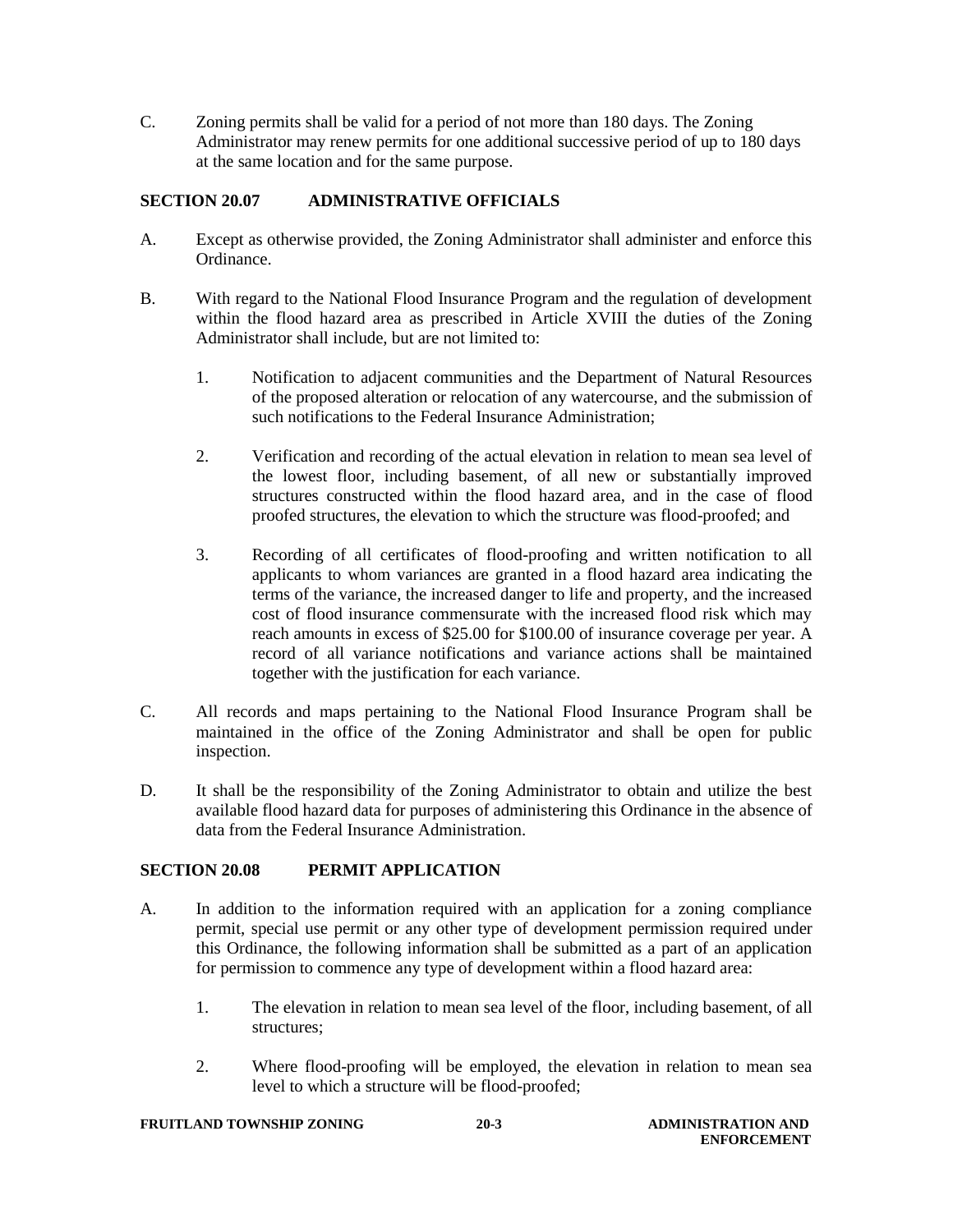C. Zoning permits shall be valid for a period of not more than 180 days. The Zoning Administrator may renew permits for one additional successive period of up to 180 days at the same location and for the same purpose.

## SECTION 20.07 ADMINISTRATIVE OFFICIALS

A. Except as otherwise provided, the Zoning Administrator shall administer and enforce this Ordinance.

B. With regard to the National Flood Insurance Program and the regulation of development within the flood hazard area as prescribed in Article XVIII the duties of the Zoning Administrator shall include, but are not limited to:

1. Notification to adjacent communities and the Department of Natural Resources of the proposed alteration or relocation of any watercourse, and the submission of such notifications to the Federal Insurance Administration;

2. Verification and recording of the actual elevation in relation to mean sea level of the lowest floor, including basement, of all new or substantially improved structures constructed within the flood hazard area, and in the case of flood proofed structures, the elevation to which the structure was flood-proofed; and

3. Recording of all certificates of flood-proofing and written notification to all applicants to whom variances are granted in a flood hazard area indicating the terms of the variance, the increased danger to life and property, and the increased cost of flood insurance commensurate with the increased flood risk which may reach amounts in excess of $25.00 for $100.00 of insurance coverage per year. A record of all variance notifications and variance actions shall be maintained together with the justification for each variance.

C. All records and maps pertaining to the National Flood Insurance Program shall be maintained in the office of the Zoning Administrator and shall be open for public inspection.

D. It shall be the responsibility of the Zoning Administrator to obtain and utilize the best available flood hazard data for purposes of administering this Ordinance in the absence of data from the Federal Insurance Administration.

## SECTION 20.08 PERMIT APPLICATION

A. In addition to the information required with an application for a zoning compliance permit, special use permit or any other type of development permission required under this Ordinance, the following information shall be submitted as a part of an application for permission to commence any type of development within a flood hazard area:

1. The elevation in relation to mean sea level of the floor, including basement, of all structures;

2. Where flood-proofing will be employed, the elevation in relation to mean sea level to which a structure will be flood-proofed;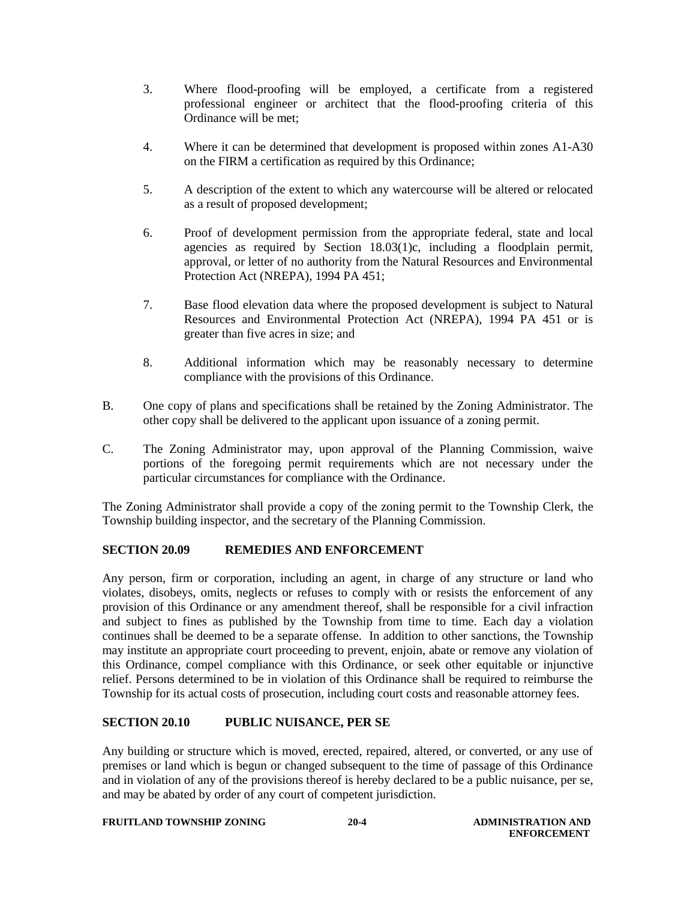3. Where flood-proofing will be employed, a certificate from a registered professional engineer or architect that the flood-proofing criteria of this Ordinance will be met;

4. Where it can be determined that development is proposed within zones A1-A30 on the FIRM a certification as required by this Ordinance;

5. A description of the extent to which any watercourse will be altered or relocated as a result of proposed development;

6. Proof of development permission from the appropriate federal, state and local agencies as required by Section 18.03(1)c, including a floodplain permit, approval, or letter of no authority from the Natural Resources and Environmental Protection Act (NREPA), 1994 PA 451;

7. Base flood elevation data where the proposed development is subject to Natural Resources and Environmental Protection Act (NREPA), 1994 PA 451 or is greater than five acres in size; and

8. Additional information which may be reasonably necessary to determine compliance with the provisions of this Ordinance.

B. One copy of plans and specifications shall be retained by the Zoning Administrator. The other copy shall be delivered to the applicant upon issuance of a zoning permit.

C. The Zoning Administrator may, upon approval of the Planning Commission, waive portions of the foregoing permit requirements which are not necessary under the particular circumstances for compliance with the Ordinance.

The Zoning Administrator shall provide a copy of the zoning permit to the Township Clerk, the Township building inspector, and the secretary of the Planning Commission.

## SECTION 20.09 REMEDIES AND ENFORCEMENT

Any person, firm or corporation, including an agent, in charge of any structure or land who violates, disobeys, omits, neglects or refuses to comply with or resists the enforcement of any provision of this Ordinance or any amendment thereof, shall be responsible for a civil infraction and subject to fines as published by the Township from time to time. Each day a violation continues shall be deemed to be a separate offense. In addition to other sanctions, the Township may institute an appropriate court proceeding to prevent, enjoin, abate or remove any violation of this Ordinance, compel compliance with this Ordinance, or seek other equitable or injunctive relief. Persons determined to be in violation of this Ordinance shall be required to reimburse the Township for its actual costs of prosecution, including court costs and reasonable attorney fees.

## SECTION 20.10 PUBLIC NUISANCE, PER SE

Any building or structure which is moved, erected, repaired, altered, or converted, or any use of premises or land which is begun or changed subsequent to the time of passage of this Ordinance and in violation of any of the provisions thereof is hereby declared to be a public nuisance, per se, and may be abated by order of any court of competent jurisdiction.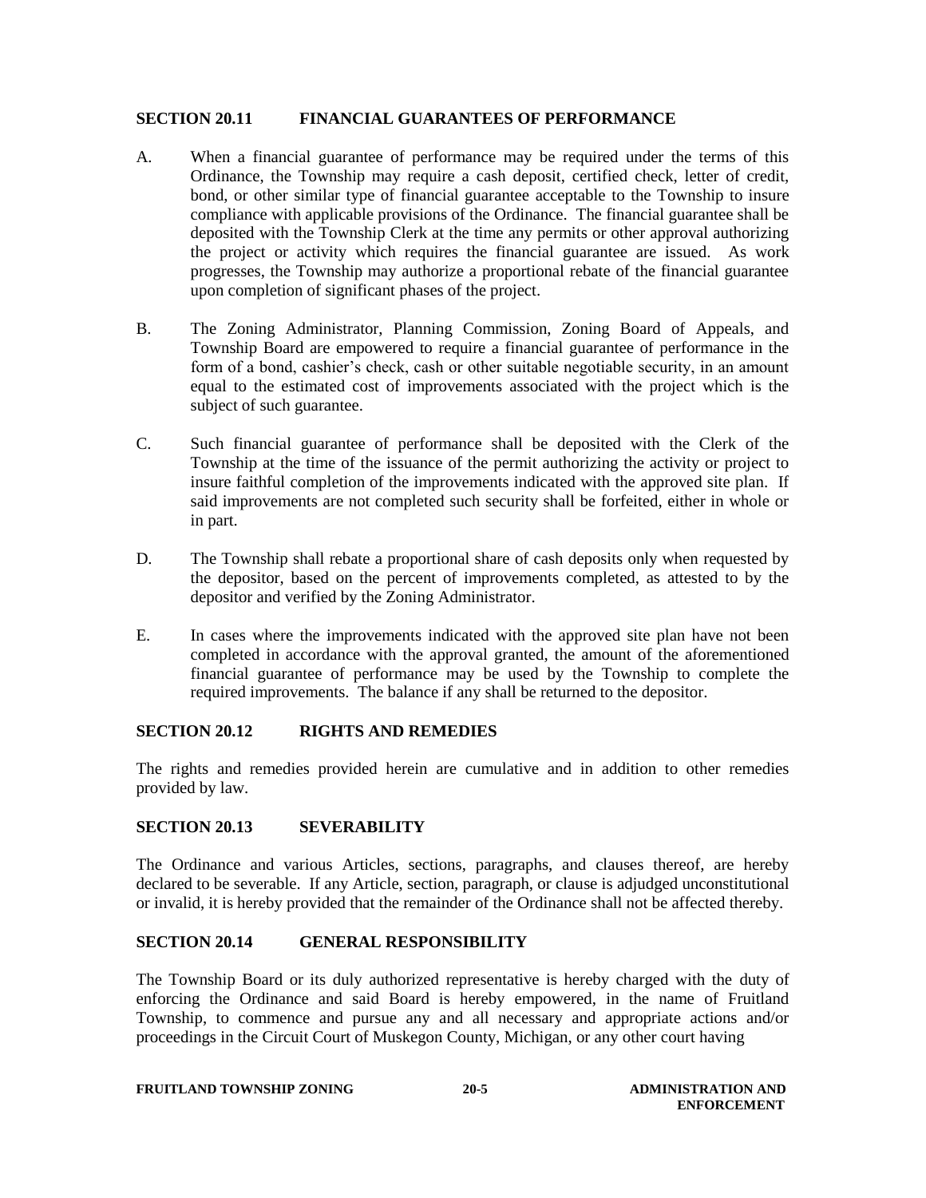## SECTION 20.11 FINANCIAL GUARANTEES OF PERFORMANCE

A. When a financial guarantee of performance may be required under the terms of this Ordinance, the Township may require a cash deposit, certified check, letter of credit, bond, or other similar type of financial guarantee acceptable to the Township to insure compliance with applicable provisions of the Ordinance. The financial guarantee shall be deposited with the Township Clerk at the time any permits or other approval authorizing the project or activity which requires the financial guarantee are issued. As work progresses, the Township may authorize a proportional rebate of the financial guarantee upon completion of significant phases of the project.

B. The Zoning Administrator, Planning Commission, Zoning Board of Appeals, and Township Board are empowered to require a financial guarantee of performance in the form of a bond, cashier's check, cash or other suitable negotiable security, in an amount equal to the estimated cost of improvements associated with the project which is the subject of such guarantee.

C. Such financial guarantee of performance shall be deposited with the Clerk of the Township at the time of the issuance of the permit authorizing the activity or project to insure faithful completion of the improvements indicated with the approved site plan. If said improvements are not completed such security shall be forfeited, either in whole or in part.

D. The Township shall rebate a proportional share of cash deposits only when requested by the depositor, based on the percent of improvements completed, as attested to by the depositor and verified by the Zoning Administrator.

E. In cases where the improvements indicated with the approved site plan have not been completed in accordance with the approval granted, the amount of the aforementioned financial guarantee of performance may be used by the Township to complete the required improvements. The balance if any shall be returned to the depositor.

## SECTION 20.12 RIGHTS AND REMEDIES

The rights and remedies provided herein are cumulative and in addition to other remedies provided by law.

## SECTION 20.13 SEVERABILITY

The Ordinance and various Articles, sections, paragraphs, and clauses thereof, are hereby declared to be severable. If any Article, section, paragraph, or clause is adjudged unconstitutional or invalid, it is hereby provided that the remainder of the Ordinance shall not be affected thereby.

## SECTION 20.14 GENERAL RESPONSIBILITY

The Township Board or its duly authorized representative is hereby charged with the duty of enforcing the Ordinance and said Board is hereby empowered, in the name of Fruitland Township, to commence and pursue any and all necessary and appropriate actions and/or proceedings in the Circuit Court of Muskegon County, Michigan, or any other court having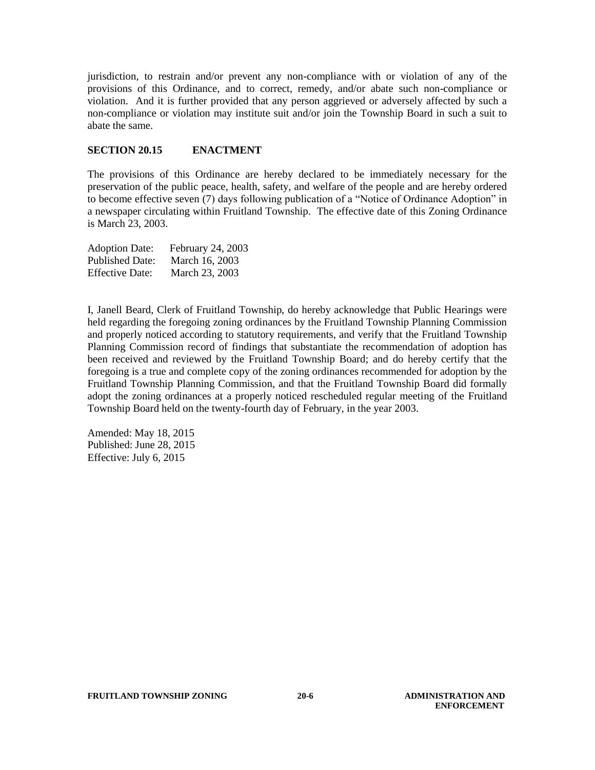jurisdiction, to restrain and/or prevent any non-compliance with or violation of any of the provisions of this Ordinance, and to correct, remedy, and/or abate such non-compliance or violation. And it is further provided that any person aggrieved or adversely affected by such a non-compliance or violation may institute suit and/or join the Township Board in such a suit to abate the same.

## SECTION 20.15 ENACTMENT

The provisions of this Ordinance are hereby declared to be immediately necessary for the preservation of the public peace, health, safety, and welfare of the people and are hereby ordered to become effective seven (7) days following publication of a "Notice of Ordinance Adoption" in a newspaper circulating within Fruitland Township. The effective date of this Zoning Ordinance is March 23, 2003.

Adoption Date: February 24, 2003
Published Date: March 16, 2003
Effective Date: March 23, 2003

I, Janell Beard, Clerk of Fruitland Township, do hereby acknowledge that Public Hearings were held regarding the foregoing zoning ordinances by the Fruitland Township Planning Commission and properly noticed according to statutory requirements, and verify that the Fruitland Township Planning Commission record of findings that substantiate the recommendation of adoption has been received and reviewed by the Fruitland Township Board; and do hereby certify that the foregoing is a true and complete copy of the zoning ordinances recommended for adoption by the Fruitland Township Planning Commission, and that the Fruitland Township Board did formally adopt the zoning ordinances at a properly noticed rescheduled regular meeting of the Fruitland Township Board held on the twenty-fourth day of February, in the year 2003.

Amended: May 18, 2015
Published: June 28, 2015
Effective: July 6, 2015